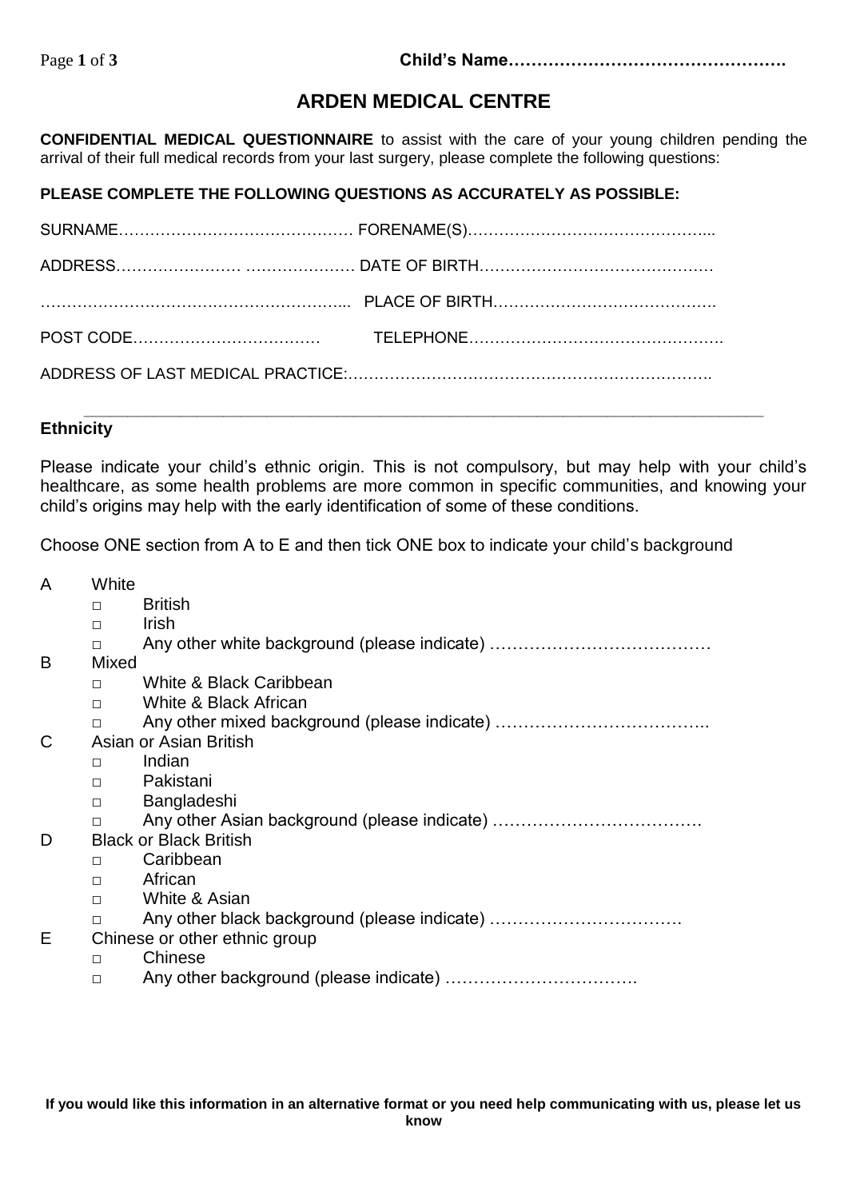Child's Name………………………………………….

# ARDEN MEDICAL CENTRE

**CONFIDENTIAL MEDICAL QUESTIONNAIRE** to assist with the care of your young children pending the arrival of their full medical records from your last surgery, please complete the following questions:

**PLEASE COMPLETE THE FOLLOWING QUESTIONS AS ACCURATELY AS POSSIBLE:**

SURNAME……………………………………… FORENAME(S)………………………………………...

ADDRESS…………………… ………………… DATE OF BIRTH………………………………………

………………………………………………….... PLACE OF BIRTH…………………………………….

POST CODE……………………………… TELEPHONE………………………………………….

ADDRESS OF LAST MEDICAL PRACTICE:…………………………………………………………….

---

**Ethnicity**

Please indicate your child's ethnic origin. This is not compulsory, but may help with your child's healthcare, as some health problems are more common in specific communities, and knowing your child's origins may help with the early identification of some of these conditions.

Choose ONE section from A to E and then tick ONE box to indicate your child's background

A White
- □ British
- □ Irish
- □ Any other white background (please indicate) …………………………………

B Mixed
- □ White & Black Caribbean
- □ White & Black African
- □ Any other mixed background (please indicate) ………………………………..

C Asian or Asian British
- □ Indian
- □ Pakistani
- □ Bangladeshi
- □ Any other Asian background (please indicate) ……………………………….

D Black or Black British
- □ Caribbean
- □ African
- □ White & Asian
- □ Any other black background (please indicate) ……………………………

E Chinese or other ethnic group
- □ Chinese
- □ Any other background (please indicate) …………………………….

**If you would like this information in an alternative format or you need help communicating with us, please let us know**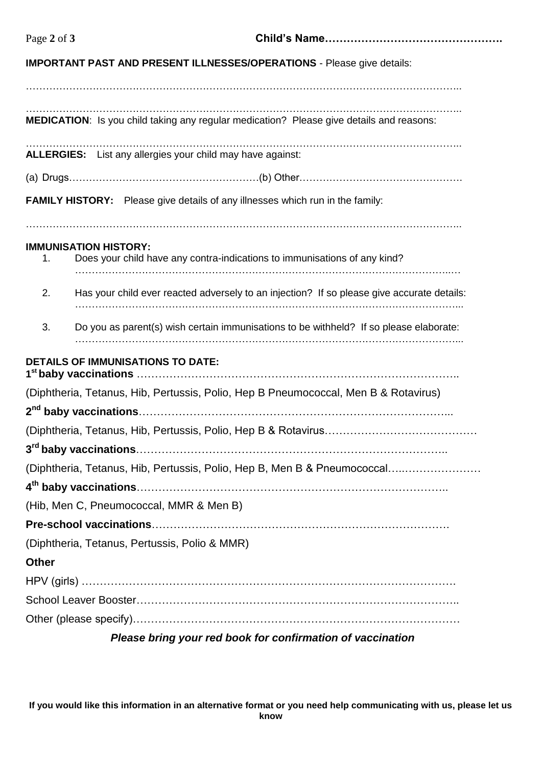Child's Name…………………………………………

**IMPORTANT PAST AND PRESENT ILLNESSES/OPERATIONS** - Please give details:

…………………………………………………………………………………………………………………

…………………………………………………………………………………………………………………

**MEDICATION**: Is you child taking any regular medication? Please give details and reasons:

…………………………………………………………………………………………………………………

**ALLERGIES:** List any allergies your child may have against:

(a) Drugs…………………………………………………(b) Other…………………………………………

**FAMILY HISTORY:** Please give details of any illnesses which run in the family:

…………………………………………………………………………………………………………………

**IMMUNISATION HISTORY:**

1. Does your child have any contra-indications to immunisations of any kind? ………………………………………………………………………………………………………
2. Has your child ever reacted adversely to an injection? If so please give accurate details: ………………………………………………………………………………………………………
3. Do you as parent(s) wish certain immunisations to be withheld? If so please elaborate: ………………………………………………………………………………………………………

**DETAILS OF IMMUNISATIONS TO DATE:**

**1st baby vaccinations** ……………………………………………………………………………

(Diphtheria, Tetanus, Hib, Pertussis, Polio, Hep B Pneumococcal, Men B & Rotavirus)

**2nd baby vaccinations**……………………………………………………………………………

(Diphtheria, Tetanus, Hib, Pertussis, Polio, Hep B & Rotavirus……………………………………

**3rd baby vaccinations**……………………………………………………………………………

(Diphtheria, Tetanus, Hib, Pertussis, Polio, Hep B, Men B & Pneumococcal…..…………………

**4th baby vaccinations**……………………………………………………………………………

(Hib, Men C, Pneumococcal, MMR & Men B)

**Pre-school vaccinations**…………………………………………………………………………

(Diphtheria, Tetanus, Pertussis, Polio & MMR)

**Other**

HPV (girls) ……………………………………………………………………………………………

School Leaver Booster………………………………………………………………………………

Other (please specify)………………………………………………………………………………

***Please bring your red book for confirmation of vaccination***

**If you would like this information in an alternative format or you need help communicating with us, please let us know**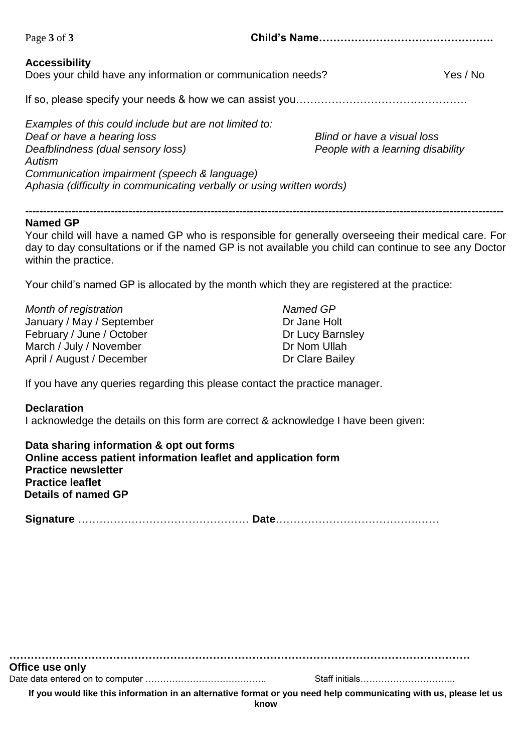Child's Name………………………………………….

## Accessibility

Does your child have any information or communication needs? Yes / No

If so, please specify your needs & how we can assist you……………………………………….

*Examples of this could include but are not limited to:*

*Deaf or have a hearing loss*

*Blind or have a visual loss*

*Deafblindness (dual sensory loss)*

*People with a learning disability*

*Autism*

*Communication impairment (speech & language)*

*Aphasia (difficulty in communicating verbally or using written words)*

---

## Named GP

Your child will have a named GP who is responsible for generally overseeing their medical care. For day to day consultations or if the named GP is not available you child can continue to see any Doctor within the practice.

Your child's named GP is allocated by the month which they are registered at the practice:

| *Month of registration* | *Named GP* |
|---|---|
| January / May / September | Dr Jane Holt |
| February / June / October | Dr Lucy Barnsley |
| March / July / November | Dr Nom Ullah |
| April / August / December | Dr Clare Bailey |

If you have any queries regarding this please contact the practice manager.

## Declaration

I acknowledge the details on this form are correct & acknowledge I have been given:

**Data sharing information & opt out forms**
**Online access patient information leaflet and application form**
**Practice newsletter**
**Practice leaflet**
**Details of named GP**

**Signature** ………………………………………… **Date**……………………………….……

………………………………………………………………………………………………………

**Office use only**

Date data entered on to computer ………………………………….. Staff initials…………………………..

**If you would like this information in an alternative format or you need help communicating with us, please let us know**